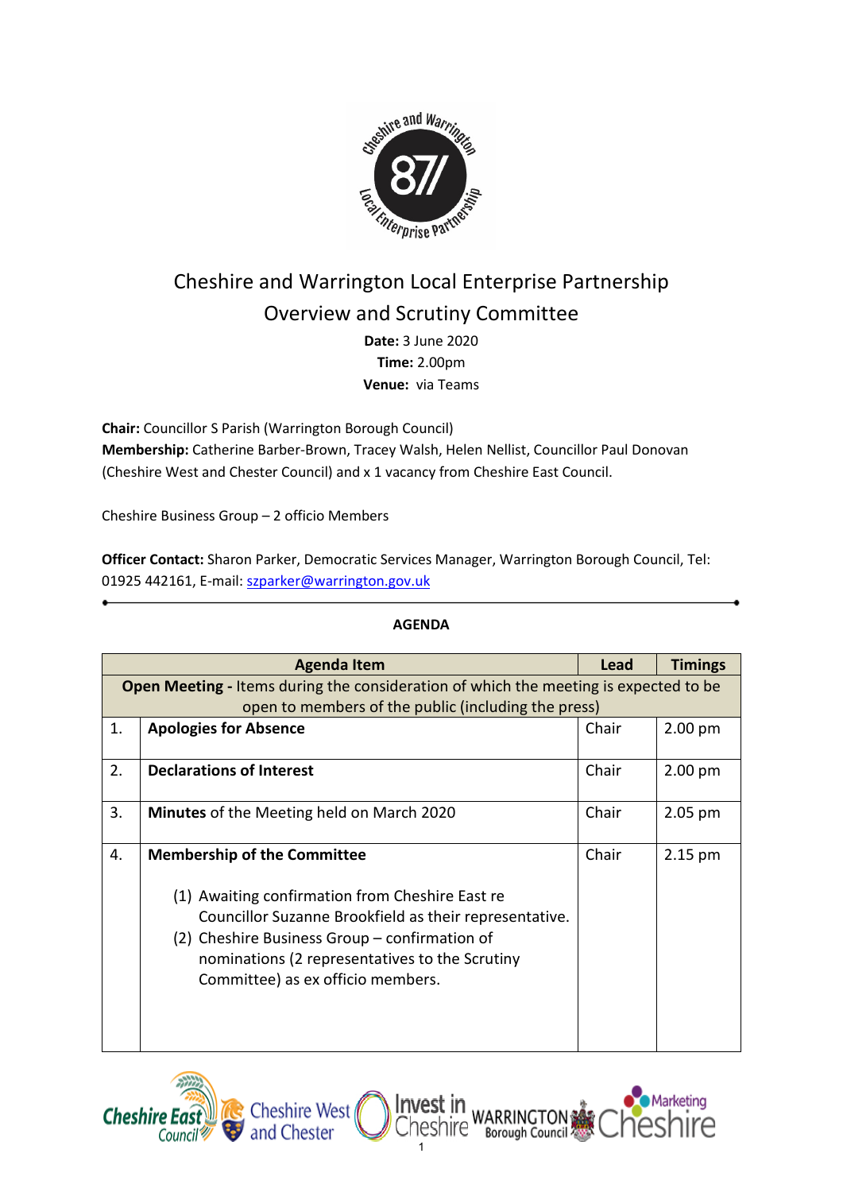# Cheshire and Warrington Local Enterprise Partnership
## Overview and Scrutiny Committee

**Date:** 3 June 2020
**Time:** 2.00pm
**Venue:** via Teams

**Chair:** Councillor S Parish (Warrington Borough Council)
**Membership:** Catherine Barber-Brown, Tracey Walsh, Helen Nellist, Councillor Paul Donovan (Cheshire West and Chester Council) and x 1 vacancy from Cheshire East Council.

Cheshire Business Group – 2 officio Members

**Officer Contact:** Sharon Parker, Democratic Services Manager, Warrington Borough Council, Tel: 01925 442161, E-mail: szparker@warrington.gov.uk

**AGENDA**

| | Agenda Item | Lead | Timings |
|---|---|---|---|
| **Open Meeting -** Items during the consideration of which the meeting is expected to be open to members of the public (including the press) | | | |
| 1. | **Apologies for Absence** | Chair | 2.00 pm |
| 2. | **Declarations of Interest** | Chair | 2.00 pm |
| 3. | **Minutes** of the Meeting held on March 2020 | Chair | 2.05 pm |
| 4. | **Membership of the Committee**<br><br>(1) Awaiting confirmation from Cheshire East re Councillor Suzanne Brookfield as their representative.<br>(2) Cheshire Business Group – confirmation of nominations (2 representatives to the Scrutiny Committee) as ex officio members. | Chair | 2.15 pm |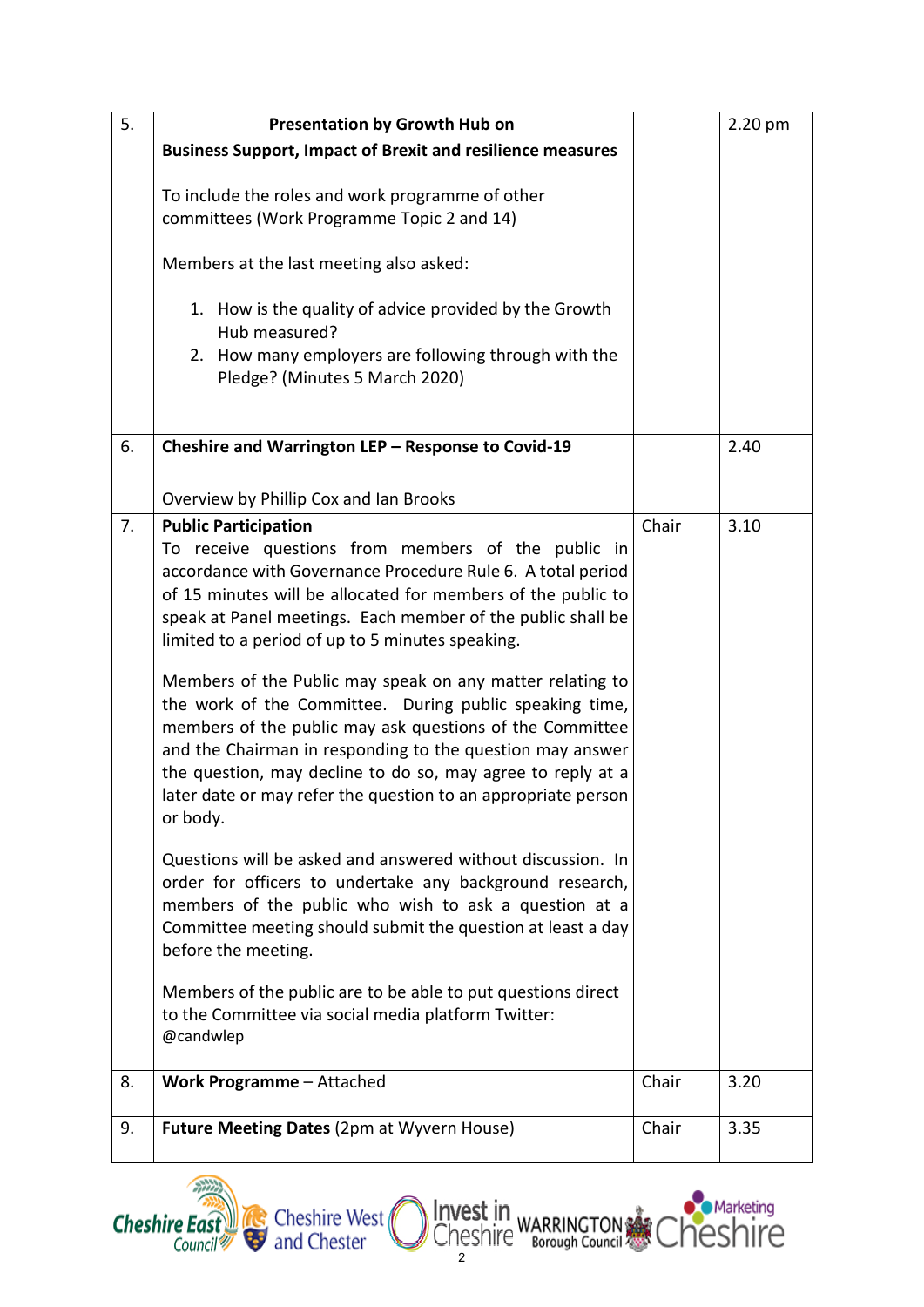| | | | |
|---|---|---|---|
| 5. | **Presentation by Growth Hub on Business Support, Impact of Brexit and resilience measures**<br><br>To include the roles and work programme of other committees (Work Programme Topic 2 and 14)<br><br>Members at the last meeting also asked:<br><br>1. How is the quality of advice provided by the Growth Hub measured?<br>2. How many employers are following through with the Pledge? (Minutes 5 March 2020) | | 2.20 pm |
| 6. | **Cheshire and Warrington LEP – Response to Covid-19**<br><br>Overview by Phillip Cox and Ian Brooks | | 2.40 |
| 7. | **Public Participation**<br>To receive questions from members of the public in accordance with Governance Procedure Rule 6. A total period of 15 minutes will be allocated for members of the public to speak at Panel meetings. Each member of the public shall be limited to a period of up to 5 minutes speaking.<br><br>Members of the Public may speak on any matter relating to the work of the Committee. During public speaking time, members of the public may ask questions of the Committee and the Chairman in responding to the question may answer the question, may decline to do so, may agree to reply at a later date or may refer the question to an appropriate person or body.<br><br>Questions will be asked and answered without discussion. In order for officers to undertake any background research, members of the public who wish to ask a question at a Committee meeting should submit the question at least a day before the meeting.<br><br>Members of the public are to be able to put questions direct to the Committee via social media platform Twitter: @candwlep | Chair | 3.10 |
| 8. | **Work Programme** – Attached | Chair | 3.20 |
| 9. | **Future Meeting Dates** (2pm at Wyvern House) | Chair | 3.35 |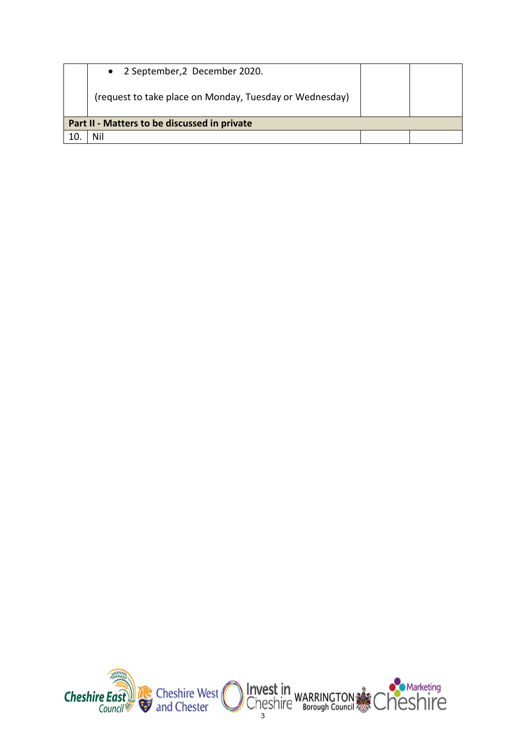|  |  |  |  |
|---|---|---|---|
|  | • 2 September,2 December 2020.<br><br>(request to take place on Monday, Tuesday or Wednesday) |  |  |
| **Part II - Matters to be discussed in private** | | | |
| 10. | Nil |  |  |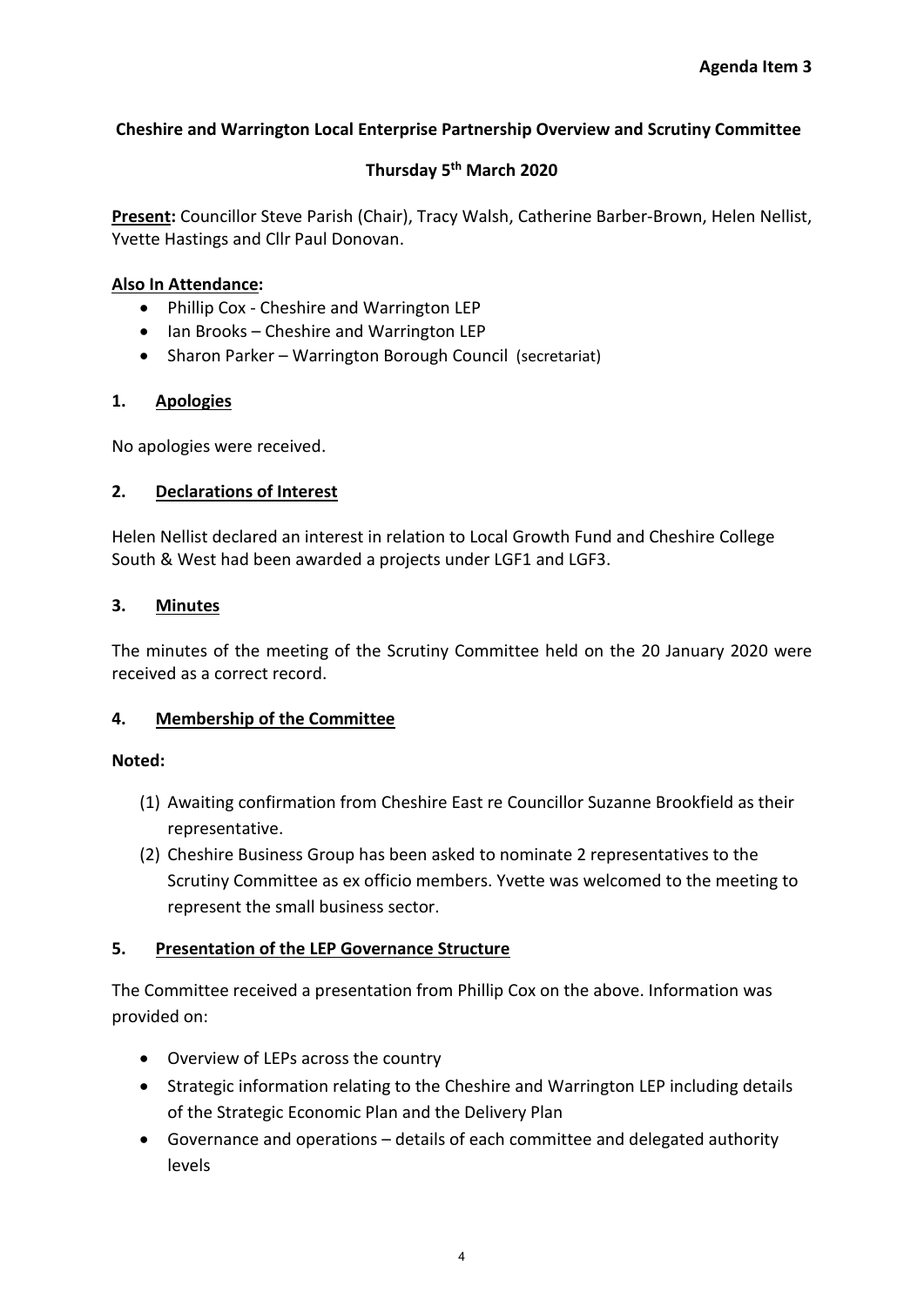**Agenda Item 3**

**Cheshire and Warrington Local Enterprise Partnership Overview and Scrutiny Committee**

**Thursday 5th March 2020**

**Present:** Councillor Steve Parish (Chair), Tracy Walsh, Catherine Barber-Brown, Helen Nellist, Yvette Hastings and Cllr Paul Donovan.

**Also In Attendance:**

- Phillip Cox - Cheshire and Warrington LEP
- Ian Brooks – Cheshire and Warrington LEP
- Sharon Parker – Warrington Borough Council (secretariat)

## 1. Apologies

No apologies were received.

## 2. Declarations of Interest

Helen Nellist declared an interest in relation to Local Growth Fund and Cheshire College South & West had been awarded a projects under LGF1 and LGF3.

## 3. Minutes

The minutes of the meeting of the Scrutiny Committee held on the 20 January 2020 were received as a correct record.

## 4. Membership of the Committee

**Noted:**

(1) Awaiting confirmation from Cheshire East re Councillor Suzanne Brookfield as their representative.

(2) Cheshire Business Group has been asked to nominate 2 representatives to the Scrutiny Committee as ex officio members. Yvette was welcomed to the meeting to represent the small business sector.

## 5. Presentation of the LEP Governance Structure

The Committee received a presentation from Phillip Cox on the above. Information was provided on:

- Overview of LEPs across the country
- Strategic information relating to the Cheshire and Warrington LEP including details of the Strategic Economic Plan and the Delivery Plan
- Governance and operations – details of each committee and delegated authority levels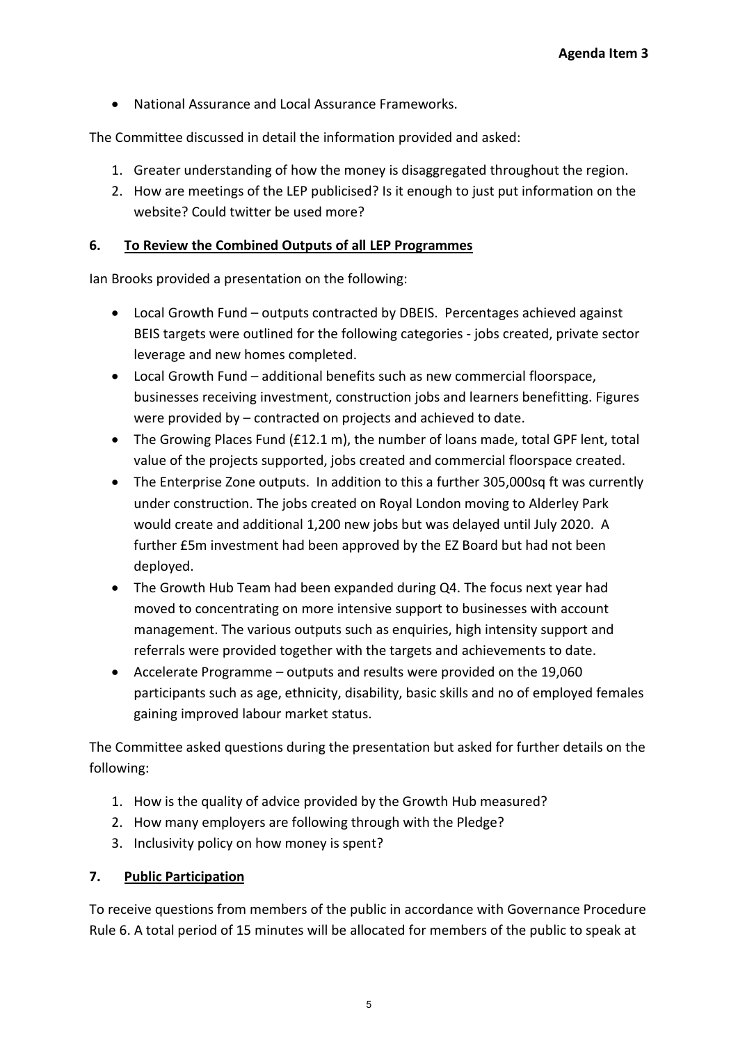- National Assurance and Local Assurance Frameworks.

The Committee discussed in detail the information provided and asked:

1. Greater understanding of how the money is disaggregated throughout the region.
2. How are meetings of the LEP publicised? Is it enough to just put information on the website? Could twitter be used more?

## 6. To Review the Combined Outputs of all LEP Programmes

Ian Brooks provided a presentation on the following:

- Local Growth Fund – outputs contracted by DBEIS. Percentages achieved against BEIS targets were outlined for the following categories - jobs created, private sector leverage and new homes completed.
- Local Growth Fund – additional benefits such as new commercial floorspace, businesses receiving investment, construction jobs and learners benefitting. Figures were provided by – contracted on projects and achieved to date.
- The Growing Places Fund (£12.1 m), the number of loans made, total GPF lent, total value of the projects supported, jobs created and commercial floorspace created.
- The Enterprise Zone outputs. In addition to this a further 305,000sq ft was currently under construction. The jobs created on Royal London moving to Alderley Park would create and additional 1,200 new jobs but was delayed until July 2020. A further £5m investment had been approved by the EZ Board but had not been deployed.
- The Growth Hub Team had been expanded during Q4. The focus next year had moved to concentrating on more intensive support to businesses with account management. The various outputs such as enquiries, high intensity support and referrals were provided together with the targets and achievements to date.
- Accelerate Programme – outputs and results were provided on the 19,060 participants such as age, ethnicity, disability, basic skills and no of employed females gaining improved labour market status.

The Committee asked questions during the presentation but asked for further details on the following:

1. How is the quality of advice provided by the Growth Hub measured?
2. How many employers are following through with the Pledge?
3. Inclusivity policy on how money is spent?

## 7. Public Participation

To receive questions from members of the public in accordance with Governance Procedure Rule 6. A total period of 15 minutes will be allocated for members of the public to speak at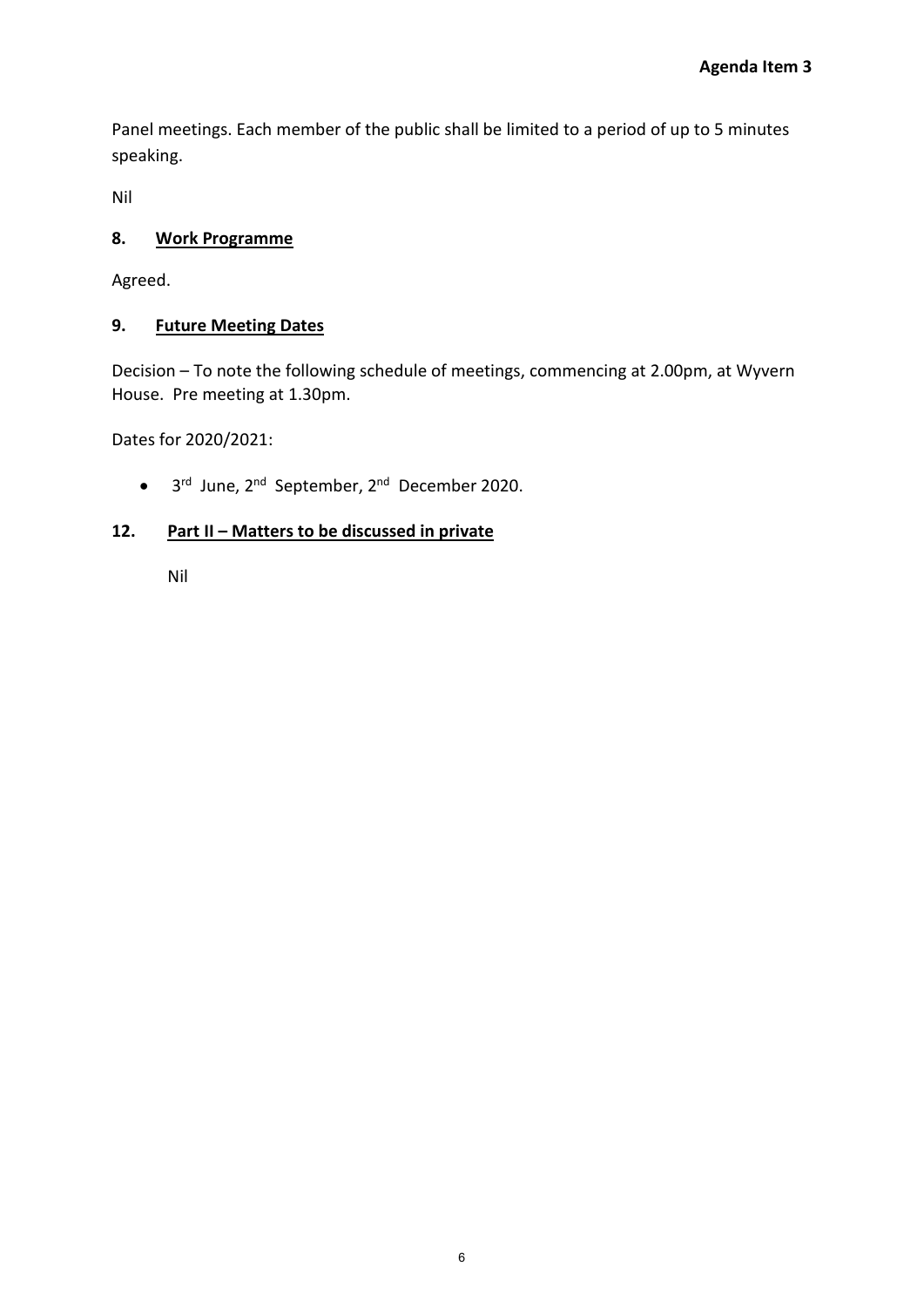Panel meetings. Each member of the public shall be limited to a period of up to 5 minutes speaking.

Nil

### 8. Work Programme

Agreed.

### 9. Future Meeting Dates

Decision – To note the following schedule of meetings, commencing at 2.00pm, at Wyvern House. Pre meeting at 1.30pm.

Dates for 2020/2021:

- 3rd June, 2nd September, 2nd December 2020.

### 12. Part II – Matters to be discussed in private

Nil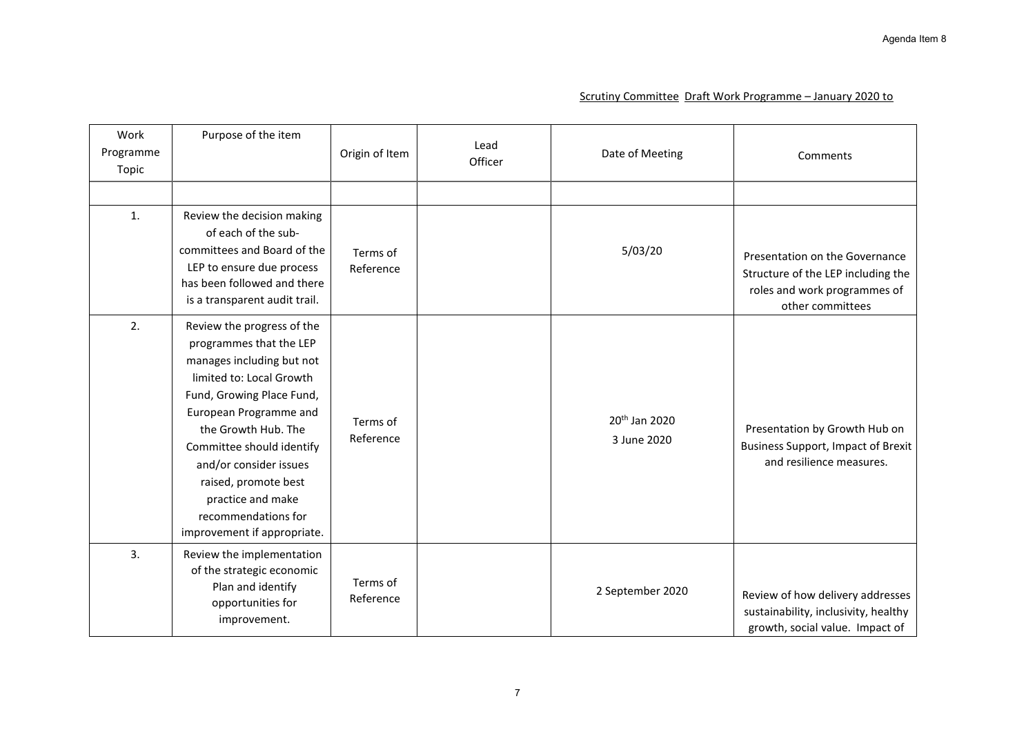Agenda Item 8

Scrutiny Committee Draft Work Programme – January 2020 to

| Work Programme Topic | Purpose of the item | Origin of Item | Lead Officer | Date of Meeting | Comments |
|---|---|---|---|---|---|
| | | | | | |
| 1. | Review the decision making of each of the sub-committees and Board of the LEP to ensure due process has been followed and there is a transparent audit trail. | Terms of Reference | | 5/03/20 | Presentation on the Governance Structure of the LEP including the roles and work programmes of other committees |
| 2. | Review the progress of the programmes that the LEP manages including but not limited to: Local Growth Fund, Growing Place Fund, European Programme and the Growth Hub. The Committee should identify and/or consider issues raised, promote best practice and make recommendations for improvement if appropriate. | Terms of Reference | | 20th Jan 2020<br>3 June 2020 | Presentation by Growth Hub on Business Support, Impact of Brexit and resilience measures. |
| 3. | Review the implementation of the strategic economic Plan and identify opportunities for improvement. | Terms of Reference | | 2 September 2020 | Review of how delivery addresses sustainability, inclusivity, healthy growth, social value. Impact of |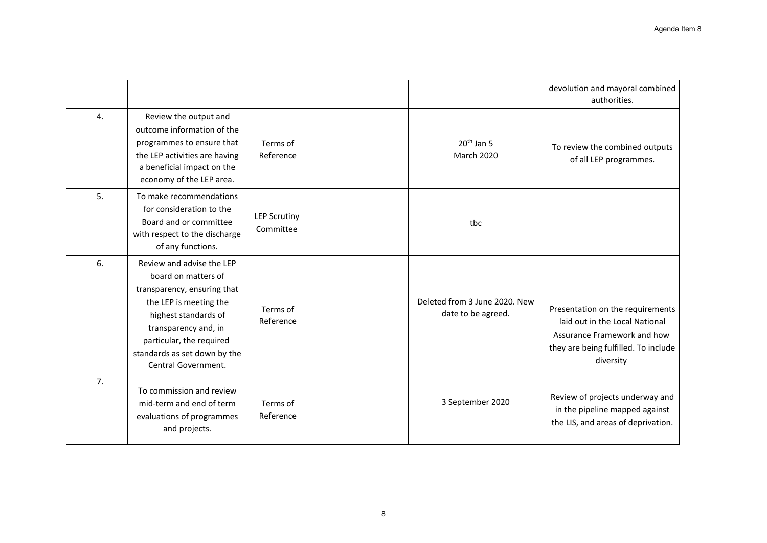| | | | | | |
|---|---|---|---|---|---|
| | | | | | devolution and mayoral combined authorities. |
| 4. | Review the output and outcome information of the programmes to ensure that the LEP activities are having a beneficial impact on the economy of the LEP area. | Terms of Reference | | 20th Jan 5 March 2020 | To review the combined outputs of all LEP programmes. |
| 5. | To make recommendations for consideration to the Board and or committee with respect to the discharge of any functions. | LEP Scrutiny Committee | | tbc | |
| 6. | Review and advise the LEP board on matters of transparency, ensuring that the LEP is meeting the highest standards of transparency and, in particular, the required standards as set down by the Central Government. | Terms of Reference | | Deleted from 3 June 2020. New date to be agreed. | Presentation on the requirements laid out in the Local National Assurance Framework and how they are being fulfilled. To include diversity |
| 7. | To commission and review mid-term and end of term evaluations of programmes and projects. | Terms of Reference | | 3 September 2020 | Review of projects underway and in the pipeline mapped against the LIS, and areas of deprivation. |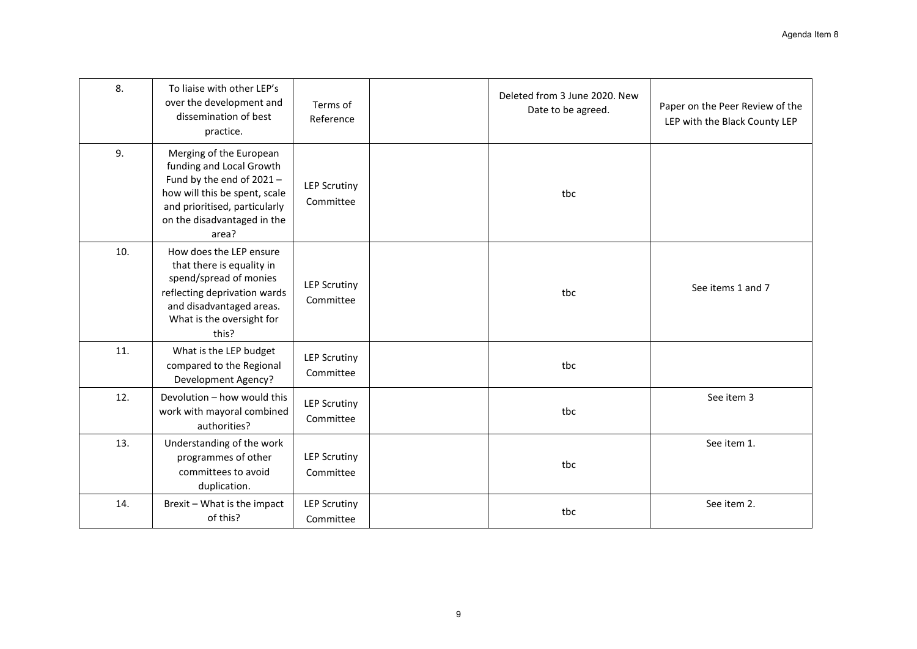| | | | | | |
|---|---|---|---|---|---|
| 8. | To liaise with other LEP's over the development and dissemination of best practice. | Terms of Reference | | Deleted from 3 June 2020. New Date to be agreed. | Paper on the Peer Review of the LEP with the Black County LEP |
| 9. | Merging of the European funding and Local Growth Fund by the end of 2021 – how will this be spent, scale and prioritised, particularly on the disadvantaged in the area? | LEP Scrutiny Committee | | tbc | |
| 10. | How does the LEP ensure that there is equality in spend/spread of monies reflecting deprivation wards and disadvantaged areas. What is the oversight for this? | LEP Scrutiny Committee | | tbc | See items 1 and 7 |
| 11. | What is the LEP budget compared to the Regional Development Agency? | LEP Scrutiny Committee | | tbc | |
| 12. | Devolution – how would this work with mayoral combined authorities? | LEP Scrutiny Committee | | tbc | See item 3 |
| 13. | Understanding of the work programmes of other committees to avoid duplication. | LEP Scrutiny Committee | | tbc | See item 1. |
| 14. | Brexit – What is the impact of this? | LEP Scrutiny Committee | | tbc | See item 2. |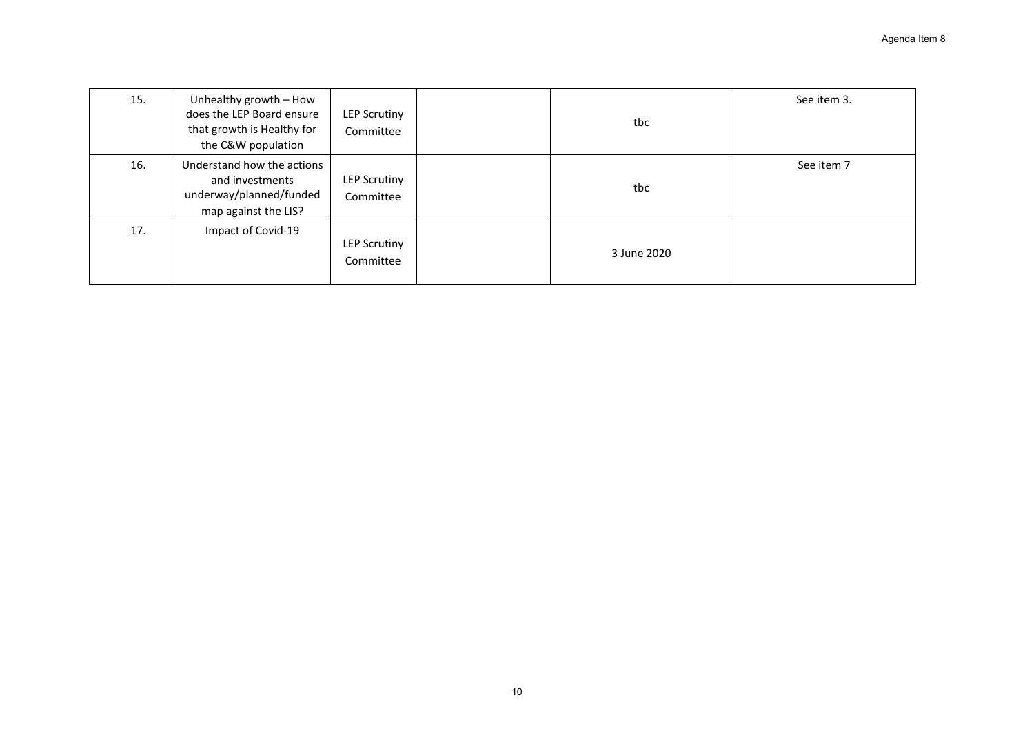| | | | | | |
|---|---|---|---|---|---|
| 15. | Unhealthy growth – How does the LEP Board ensure that growth is Healthy for the C&W population | LEP Scrutiny Committee | | tbc | See item 3. |
| 16. | Understand how the actions and investments underway/planned/funded map against the LIS? | LEP Scrutiny Committee | | tbc | See item 7 |
| 17. | Impact of Covid-19 | LEP Scrutiny Committee | | 3 June 2020 | |